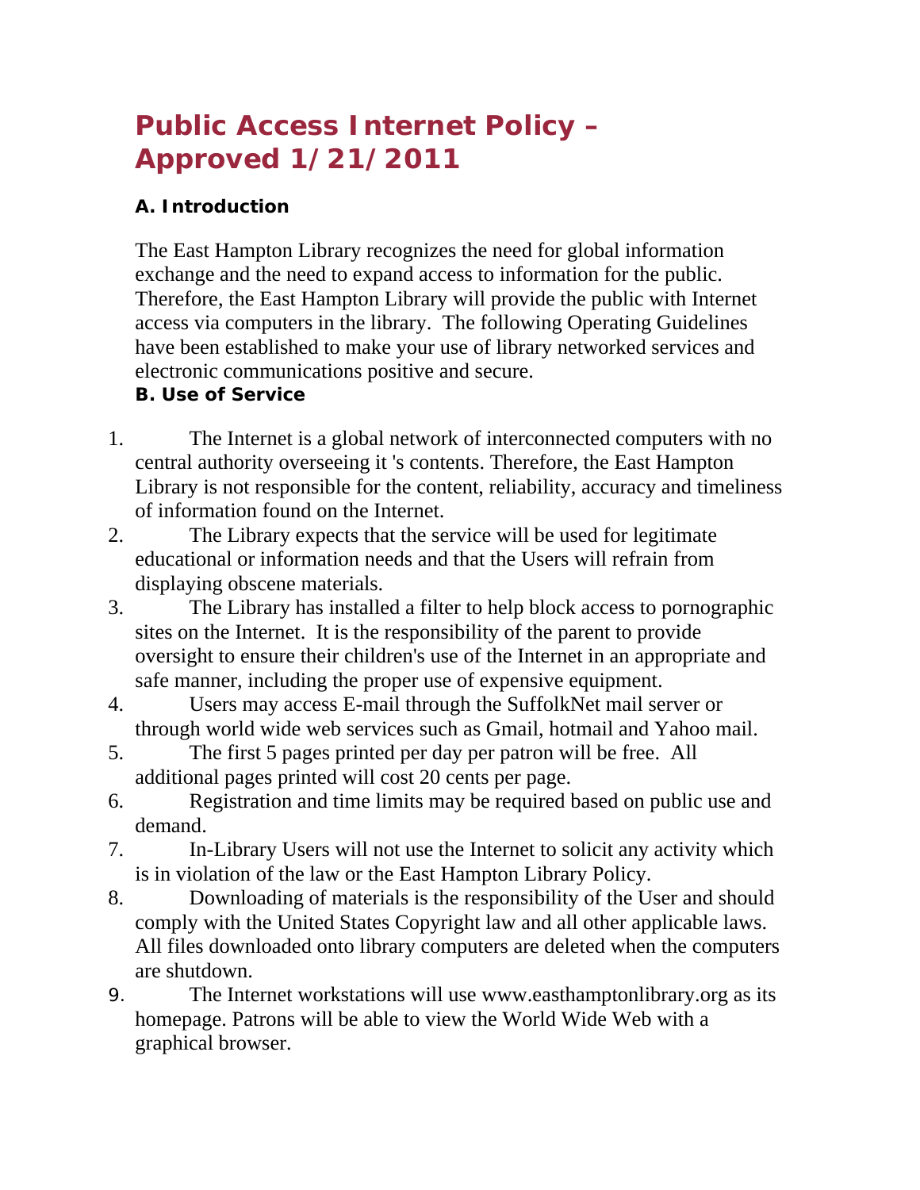# Public Access Internet Policy – Approved 1/21/2011

### A. Introduction

The East Hampton Library recognizes the need for global information exchange and the need to expand access to information for the public. Therefore, the East Hampton Library will provide the public with Internet access via computers in the library. The following Operating Guidelines have been established to make your use of library networked services and electronic communications positive and secure.

### B. Use of Service

1. The Internet is a global network of interconnected computers with no central authority overseeing it 's contents. Therefore, the East Hampton Library is not responsible for the content, reliability, accuracy and timeliness of information found on the Internet.
2. The Library expects that the service will be used for legitimate educational or information needs and that the Users will refrain from displaying obscene materials.
3. The Library has installed a filter to help block access to pornographic sites on the Internet. It is the responsibility of the parent to provide oversight to ensure their children's use of the Internet in an appropriate and safe manner, including the proper use of expensive equipment.
4. Users may access E-mail through the SuffolkNet mail server or through world wide web services such as Gmail, hotmail and Yahoo mail.
5. The first 5 pages printed per day per patron will be free. All additional pages printed will cost 20 cents per page.
6. Registration and time limits may be required based on public use and demand.
7. In-Library Users will not use the Internet to solicit any activity which is in violation of the law or the East Hampton Library Policy.
8. Downloading of materials is the responsibility of the User and should comply with the United States Copyright law and all other applicable laws. All files downloaded onto library computers are deleted when the computers are shutdown.
9. The Internet workstations will use www.easthamptonlibrary.org as its homepage. Patrons will be able to view the World Wide Web with a graphical browser.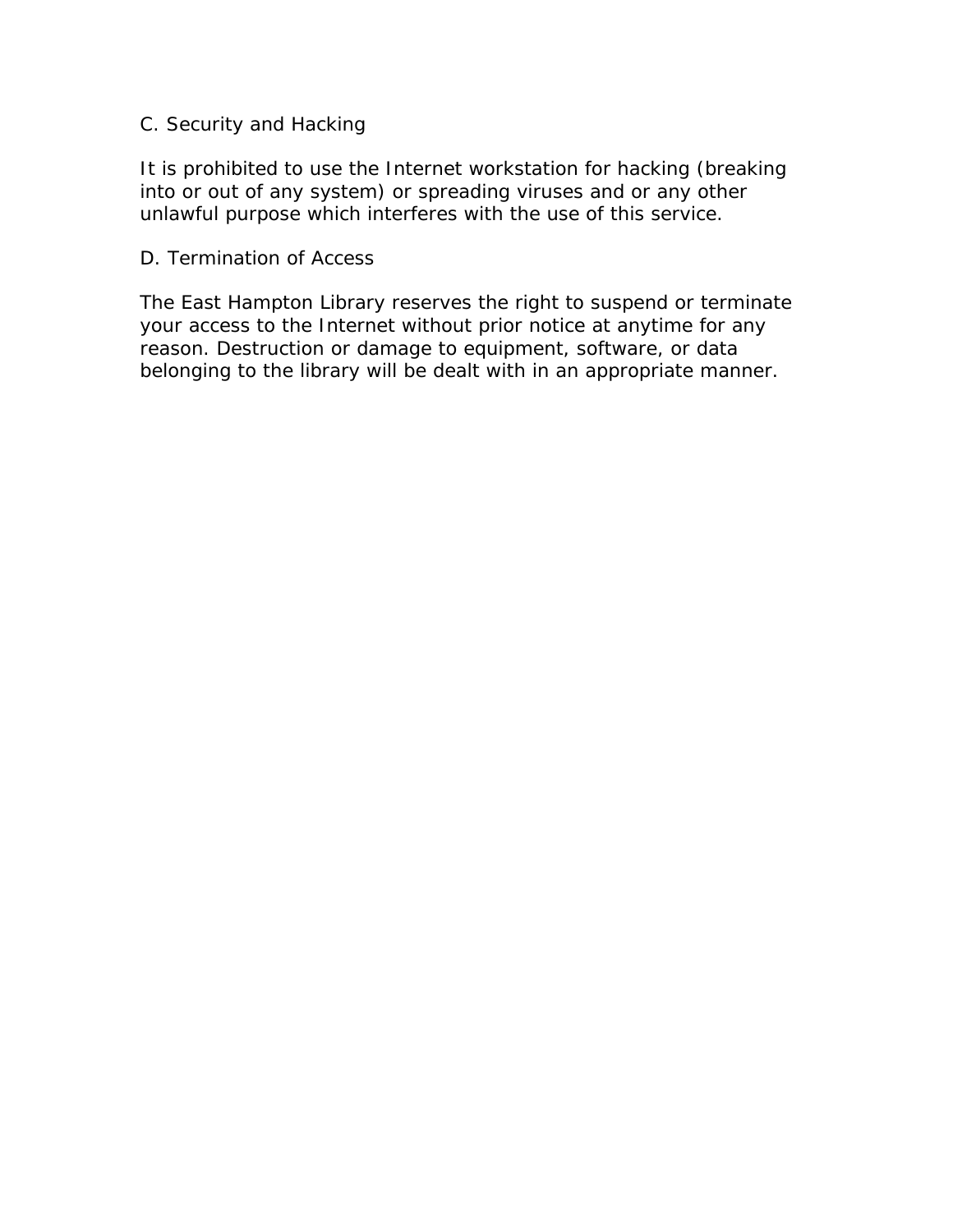C. Security and Hacking

It is prohibited to use the Internet workstation for hacking (breaking into or out of any system) or spreading viruses and or any other unlawful purpose which interferes with the use of this service.

D. Termination of Access

The East Hampton Library reserves the right to suspend or terminate your access to the Internet without prior notice at anytime for any reason. Destruction or damage to equipment, software, or data belonging to the library will be dealt with in an appropriate manner.